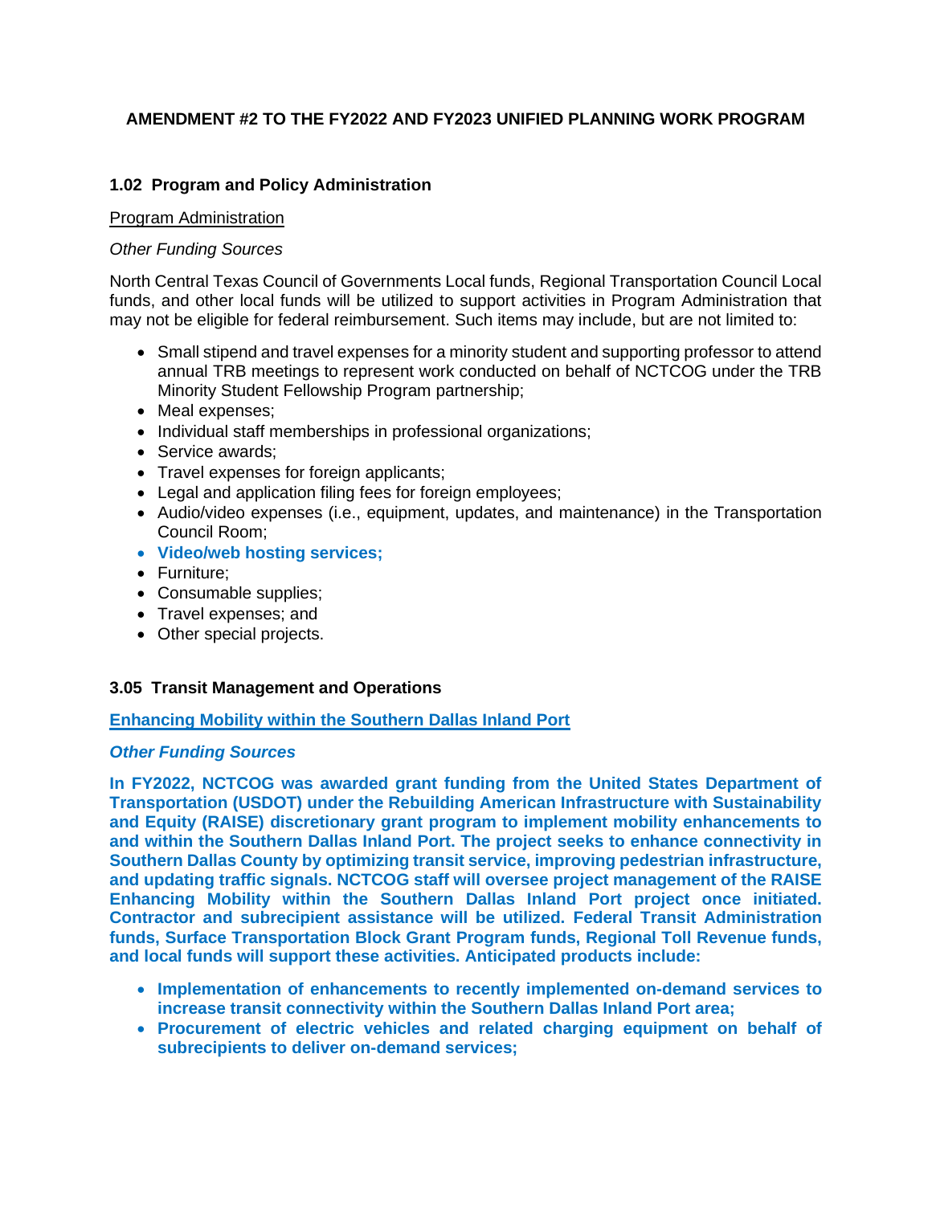# AMENDMENT #2 TO THE FY2022 AND FY2023 UNIFIED PLANNING WORK PROGRAM

## 1.02 Program and Policy Administration

Program Administration

*Other Funding Sources*

North Central Texas Council of Governments Local funds, Regional Transportation Council Local funds, and other local funds will be utilized to support activities in Program Administration that may not be eligible for federal reimbursement. Such items may include, but are not limited to:

- Small stipend and travel expenses for a minority student and supporting professor to attend annual TRB meetings to represent work conducted on behalf of NCTCOG under the TRB Minority Student Fellowship Program partnership;
- Meal expenses;
- Individual staff memberships in professional organizations;
- Service awards;
- Travel expenses for foreign applicants;
- Legal and application filing fees for foreign employees;
- Audio/video expenses (i.e., equipment, updates, and maintenance) in the Transportation Council Room;
- **Video/web hosting services;**
- Furniture;
- Consumable supplies;
- Travel expenses; and
- Other special projects.

## 3.05 Transit Management and Operations

**Enhancing Mobility within the Southern Dallas Inland Port**

***Other Funding Sources***

**In FY2022, NCTCOG was awarded grant funding from the United States Department of Transportation (USDOT) under the Rebuilding American Infrastructure with Sustainability and Equity (RAISE) discretionary grant program to implement mobility enhancements to and within the Southern Dallas Inland Port. The project seeks to enhance connectivity in Southern Dallas County by optimizing transit service, improving pedestrian infrastructure, and updating traffic signals. NCTCOG staff will oversee project management of the RAISE Enhancing Mobility within the Southern Dallas Inland Port project once initiated. Contractor and subrecipient assistance will be utilized. Federal Transit Administration funds, Surface Transportation Block Grant Program funds, Regional Toll Revenue funds, and local funds will support these activities. Anticipated products include:**

- **Implementation of enhancements to recently implemented on-demand services to increase transit connectivity within the Southern Dallas Inland Port area;**
- **Procurement of electric vehicles and related charging equipment on behalf of subrecipients to deliver on-demand services;**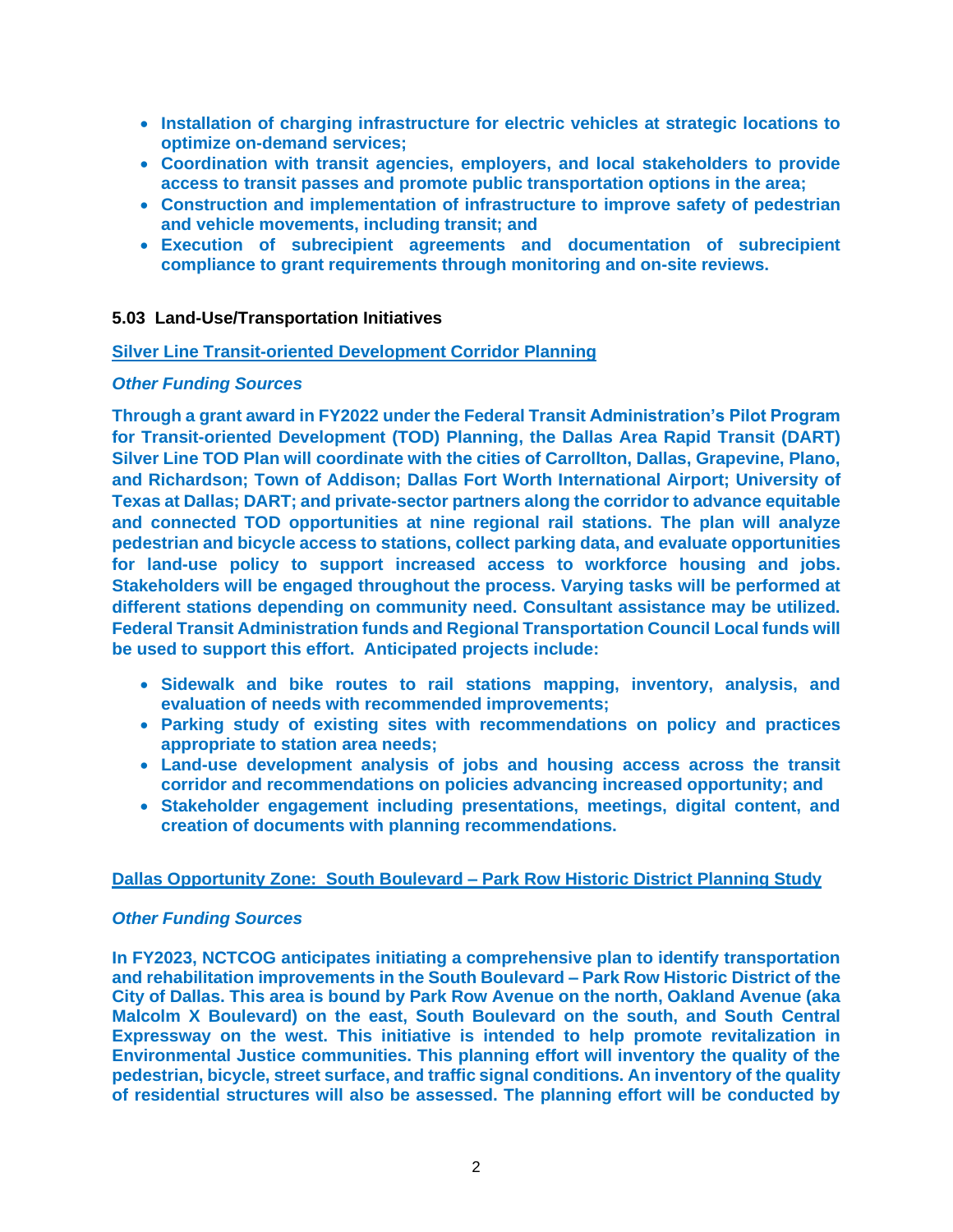- **Installation of charging infrastructure for electric vehicles at strategic locations to optimize on-demand services;**
- **Coordination with transit agencies, employers, and local stakeholders to provide access to transit passes and promote public transportation options in the area;**
- **Construction and implementation of infrastructure to improve safety of pedestrian and vehicle movements, including transit; and**
- **Execution of subrecipient agreements and documentation of subrecipient compliance to grant requirements through monitoring and on-site reviews.**

### 5.03 Land-Use/Transportation Initiatives

**Silver Line Transit-oriented Development Corridor Planning**

***Other Funding Sources***

**Through a grant award in FY2022 under the Federal Transit Administration's Pilot Program for Transit-oriented Development (TOD) Planning, the Dallas Area Rapid Transit (DART) Silver Line TOD Plan will coordinate with the cities of Carrollton, Dallas, Grapevine, Plano, and Richardson; Town of Addison; Dallas Fort Worth International Airport; University of Texas at Dallas; DART; and private-sector partners along the corridor to advance equitable and connected TOD opportunities at nine regional rail stations. The plan will analyze pedestrian and bicycle access to stations, collect parking data, and evaluate opportunities for land-use policy to support increased access to workforce housing and jobs. Stakeholders will be engaged throughout the process. Varying tasks will be performed at different stations depending on community need. Consultant assistance may be utilized. Federal Transit Administration funds and Regional Transportation Council Local funds will be used to support this effort. Anticipated projects include:**

- **Sidewalk and bike routes to rail stations mapping, inventory, analysis, and evaluation of needs with recommended improvements;**
- **Parking study of existing sites with recommendations on policy and practices appropriate to station area needs;**
- **Land-use development analysis of jobs and housing access across the transit corridor and recommendations on policies advancing increased opportunity; and**
- **Stakeholder engagement including presentations, meetings, digital content, and creation of documents with planning recommendations.**

**Dallas Opportunity Zone: South Boulevard – Park Row Historic District Planning Study**

***Other Funding Sources***

**In FY2023, NCTCOG anticipates initiating a comprehensive plan to identify transportation and rehabilitation improvements in the South Boulevard – Park Row Historic District of the City of Dallas. This area is bound by Park Row Avenue on the north, Oakland Avenue (aka Malcolm X Boulevard) on the east, South Boulevard on the south, and South Central Expressway on the west. This initiative is intended to help promote revitalization in Environmental Justice communities. This planning effort will inventory the quality of the pedestrian, bicycle, street surface, and traffic signal conditions. An inventory of the quality of residential structures will also be assessed. The planning effort will be conducted by**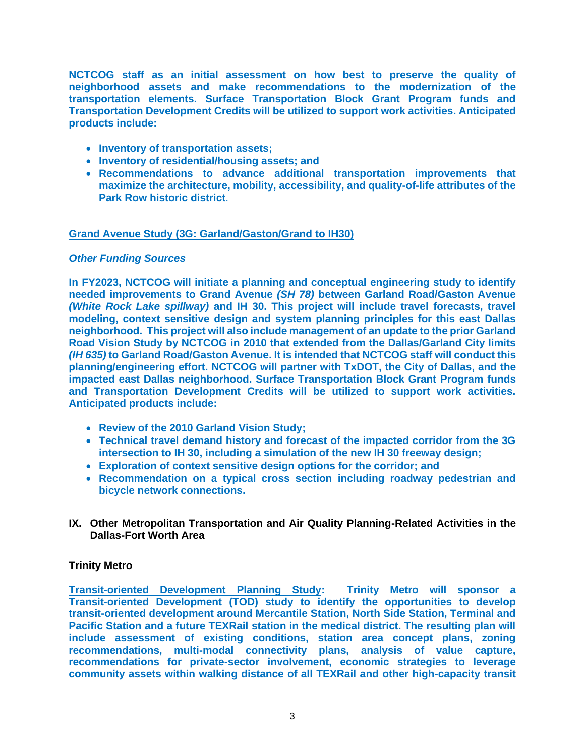**NCTCOG staff as an initial assessment on how best to preserve the quality of neighborhood assets and make recommendations to the modernization of the transportation elements. Surface Transportation Block Grant Program funds and Transportation Development Credits will be utilized to support work activities. Anticipated products include:**

- **Inventory of transportation assets;**
- **Inventory of residential/housing assets; and**
- **Recommendations to advance additional transportation improvements that maximize the architecture, mobility, accessibility, and quality-of-life attributes of the Park Row historic district**.

**Grand Avenue Study (3G: Garland/Gaston/Grand to IH30)**

***Other Funding Sources***

**In FY2023, NCTCOG will initiate a planning and conceptual engineering study to identify needed improvements to Grand Avenue *(SH 78)* between Garland Road/Gaston Avenue *(White Rock Lake spillway)* and IH 30. This project will include travel forecasts, travel modeling, context sensitive design and system planning principles for this east Dallas neighborhood. This project will also include management of an update to the prior Garland Road Vision Study by NCTCOG in 2010 that extended from the Dallas/Garland City limits *(IH 635)* to Garland Road/Gaston Avenue. It is intended that NCTCOG staff will conduct this planning/engineering effort. NCTCOG will partner with TxDOT, the City of Dallas, and the impacted east Dallas neighborhood. Surface Transportation Block Grant Program funds and Transportation Development Credits will be utilized to support work activities. Anticipated products include:**

- **Review of the 2010 Garland Vision Study;**
- **Technical travel demand history and forecast of the impacted corridor from the 3G intersection to IH 30, including a simulation of the new IH 30 freeway design;**
- **Exploration of context sensitive design options for the corridor; and**
- **Recommendation on a typical cross section including roadway pedestrian and bicycle network connections.**

## IX. Other Metropolitan Transportation and Air Quality Planning-Related Activities in the Dallas-Fort Worth Area

**Trinity Metro**

**Transit-oriented Development Planning Study: Trinity Metro will sponsor a Transit-oriented Development (TOD) study to identify the opportunities to develop transit-oriented development around Mercantile Station, North Side Station, Terminal and Pacific Station and a future TEXRail station in the medical district. The resulting plan will include assessment of existing conditions, station area concept plans, zoning recommendations, multi-modal connectivity plans, analysis of value capture, recommendations for private-sector involvement, economic strategies to leverage community assets within walking distance of all TEXRail and other high-capacity transit**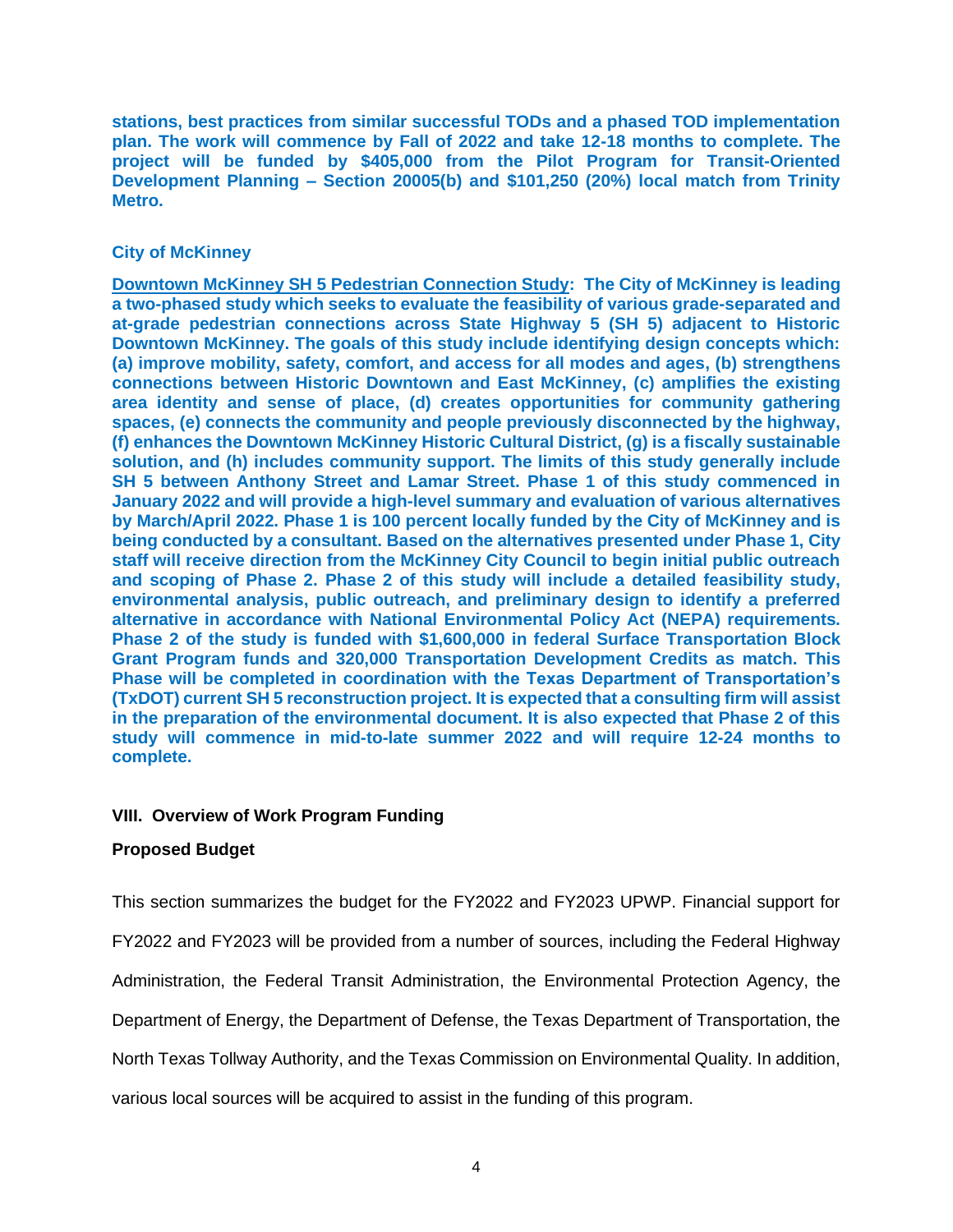**stations, best practices from similar successful TODs and a phased TOD implementation plan. The work will commence by Fall of 2022 and take 12-18 months to complete. The project will be funded by $405,000 from the Pilot Program for Transit-Oriented Development Planning – Section 20005(b) and $101,250 (20%) local match from Trinity Metro.**

**City of McKinney**

**Downtown McKinney SH 5 Pedestrian Connection Study: The City of McKinney is leading a two-phased study which seeks to evaluate the feasibility of various grade-separated and at-grade pedestrian connections across State Highway 5 (SH 5) adjacent to Historic Downtown McKinney. The goals of this study include identifying design concepts which: (a) improve mobility, safety, comfort, and access for all modes and ages, (b) strengthens connections between Historic Downtown and East McKinney, (c) amplifies the existing area identity and sense of place, (d) creates opportunities for community gathering spaces, (e) connects the community and people previously disconnected by the highway, (f) enhances the Downtown McKinney Historic Cultural District, (g) is a fiscally sustainable solution, and (h) includes community support. The limits of this study generally include SH 5 between Anthony Street and Lamar Street. Phase 1 of this study commenced in January 2022 and will provide a high-level summary and evaluation of various alternatives by March/April 2022. Phase 1 is 100 percent locally funded by the City of McKinney and is being conducted by a consultant. Based on the alternatives presented under Phase 1, City staff will receive direction from the McKinney City Council to begin initial public outreach and scoping of Phase 2. Phase 2 of this study will include a detailed feasibility study, environmental analysis, public outreach, and preliminary design to identify a preferred alternative in accordance with National Environmental Policy Act (NEPA) requirements. Phase 2 of the study is funded with $1,600,000 in federal Surface Transportation Block Grant Program funds and 320,000 Transportation Development Credits as match. This Phase will be completed in coordination with the Texas Department of Transportation's (TxDOT) current SH 5 reconstruction project. It is expected that a consulting firm will assist in the preparation of the environmental document. It is also expected that Phase 2 of this study will commence in mid-to-late summer 2022 and will require 12-24 months to complete.**

## VIII. Overview of Work Program Funding

### Proposed Budget

This section summarizes the budget for the FY2022 and FY2023 UPWP. Financial support for FY2022 and FY2023 will be provided from a number of sources, including the Federal Highway Administration, the Federal Transit Administration, the Environmental Protection Agency, the Department of Energy, the Department of Defense, the Texas Department of Transportation, the North Texas Tollway Authority, and the Texas Commission on Environmental Quality. In addition, various local sources will be acquired to assist in the funding of this program.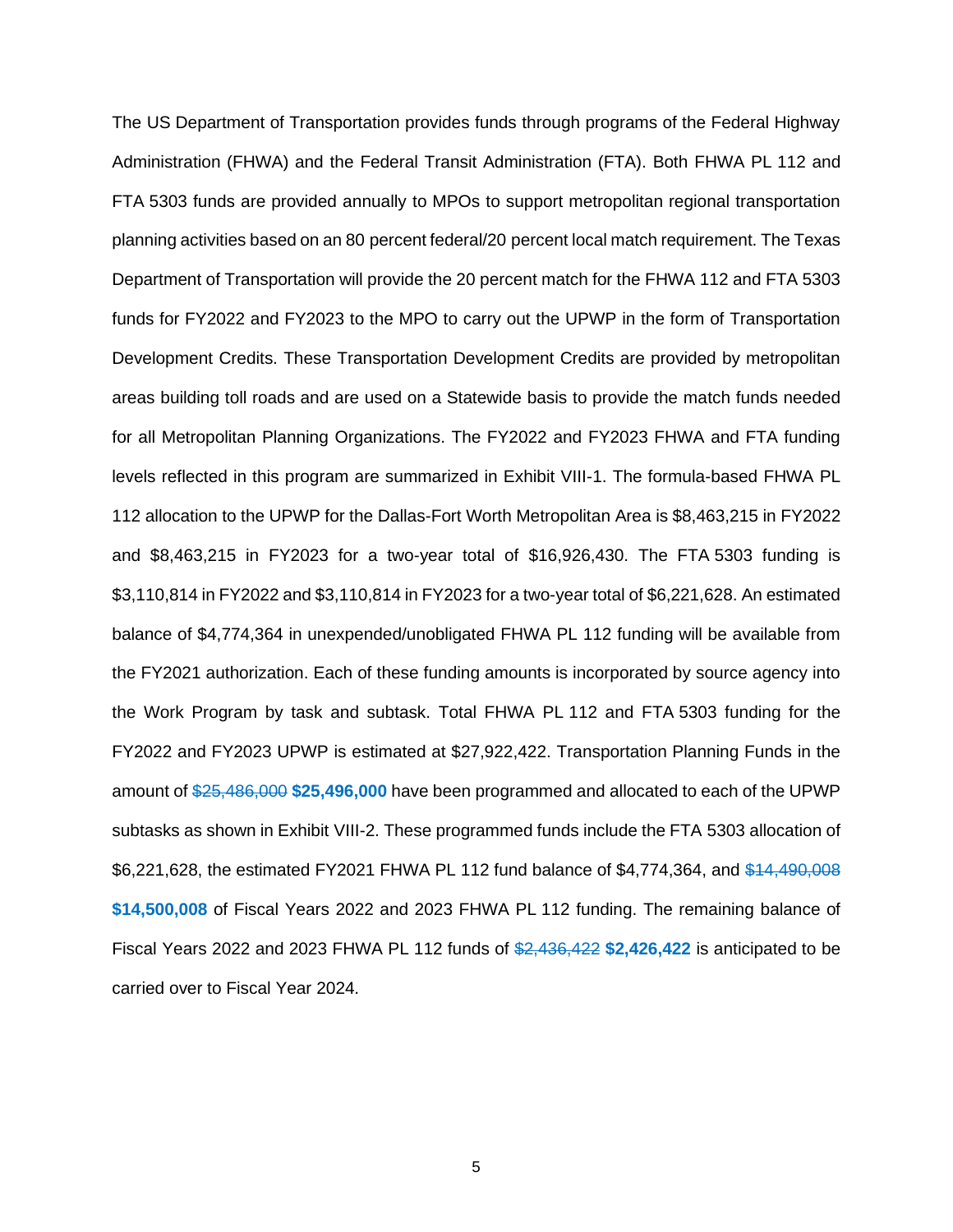The US Department of Transportation provides funds through programs of the Federal Highway Administration (FHWA) and the Federal Transit Administration (FTA). Both FHWA PL 112 and FTA 5303 funds are provided annually to MPOs to support metropolitan regional transportation planning activities based on an 80 percent federal/20 percent local match requirement. The Texas Department of Transportation will provide the 20 percent match for the FHWA 112 and FTA 5303 funds for FY2022 and FY2023 to the MPO to carry out the UPWP in the form of Transportation Development Credits. These Transportation Development Credits are provided by metropolitan areas building toll roads and are used on a Statewide basis to provide the match funds needed for all Metropolitan Planning Organizations. The FY2022 and FY2023 FHWA and FTA funding levels reflected in this program are summarized in Exhibit VIII-1. The formula-based FHWA PL 112 allocation to the UPWP for the Dallas-Fort Worth Metropolitan Area is $8,463,215 in FY2022 and $8,463,215 in FY2023 for a two-year total of $16,926,430. The FTA 5303 funding is $3,110,814 in FY2022 and $3,110,814 in FY2023 for a two-year total of $6,221,628. An estimated balance of $4,774,364 in unexpended/unobligated FHWA PL 112 funding will be available from the FY2021 authorization. Each of these funding amounts is incorporated by source agency into the Work Program by task and subtask. Total FHWA PL 112 and FTA 5303 funding for the FY2022 and FY2023 UPWP is estimated at $27,922,422. Transportation Planning Funds in the amount of ~~$25,486,000~~ **$25,496,000** have been programmed and allocated to each of the UPWP subtasks as shown in Exhibit VIII-2. These programmed funds include the FTA 5303 allocation of $6,221,628, the estimated FY2021 FHWA PL 112 fund balance of $4,774,364, and ~~$14,490,008~~ **$14,500,008** of Fiscal Years 2022 and 2023 FHWA PL 112 funding. The remaining balance of Fiscal Years 2022 and 2023 FHWA PL 112 funds of ~~$2,436,422~~ **$2,426,422** is anticipated to be carried over to Fiscal Year 2024.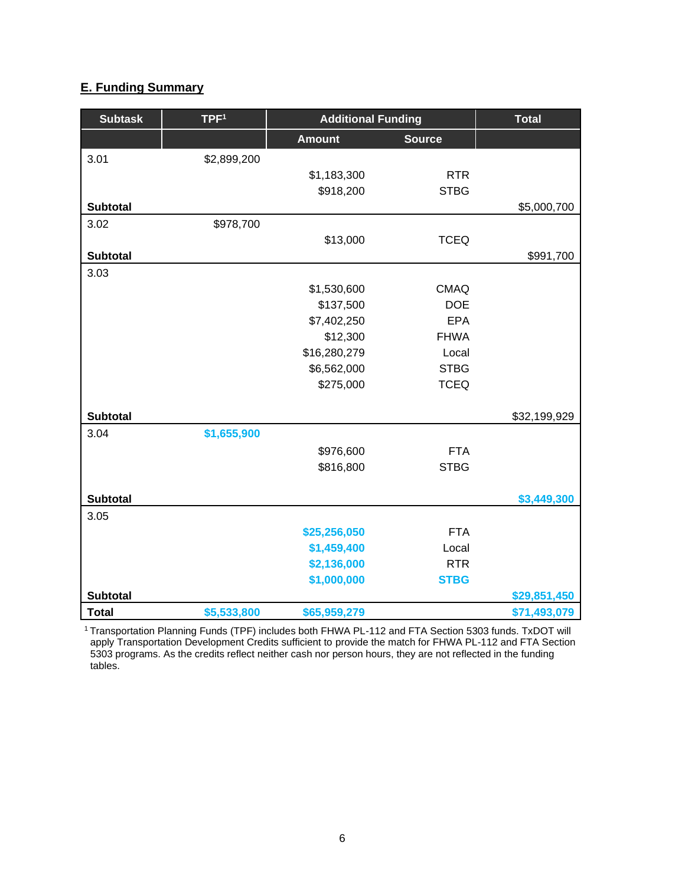## E. Funding Summary

| Subtask | TPF[1] | Additional Funding | | Total |
|---|---|---|---|---|
| | | Amount | Source | |
| 3.01 | $2,899,200 | | | |
| | | $1,183,300 | RTR | |
| | | $918,200 | STBG | |
| **Subtotal** | | | | $5,000,700 |
| 3.02 | $978,700 | | | |
| | | $13,000 | TCEQ | |
| **Subtotal** | | | | $991,700 |
| 3.03 | | | | |
| | | $1,530,600 | CMAQ | |
| | | $137,500 | DOE | |
| | | $7,402,250 | EPA | |
| | | $12,300 | FHWA | |
| | | $16,280,279 | Local | |
| | | $6,562,000 | STBG | |
| | | $275,000 | TCEQ | |
| **Subtotal** | | | | $32,199,929 |
| 3.04 | **$1,655,900** | | | |
| | | $976,600 | FTA | |
| | | $816,800 | STBG | |
| **Subtotal** | | | | **$3,449,300** |
| 3.05 | | | | |
| | | **$25,256,050** | FTA | |
| | | **$1,459,400** | Local | |
| | | **$2,136,000** | RTR | |
| | | **$1,000,000** | **STBG** | |
| **Subtotal** | | | | **$29,851,450** |
| **Total** | **$5,533,800** | **$65,959,279** | | **$71,493,079** |

[1] Transportation Planning Funds (TPF) includes both FHWA PL-112 and FTA Section 5303 funds. TxDOT will apply Transportation Development Credits sufficient to provide the match for FHWA PL-112 and FTA Section 5303 programs. As the credits reflect neither cash nor person hours, they are not reflected in the funding tables.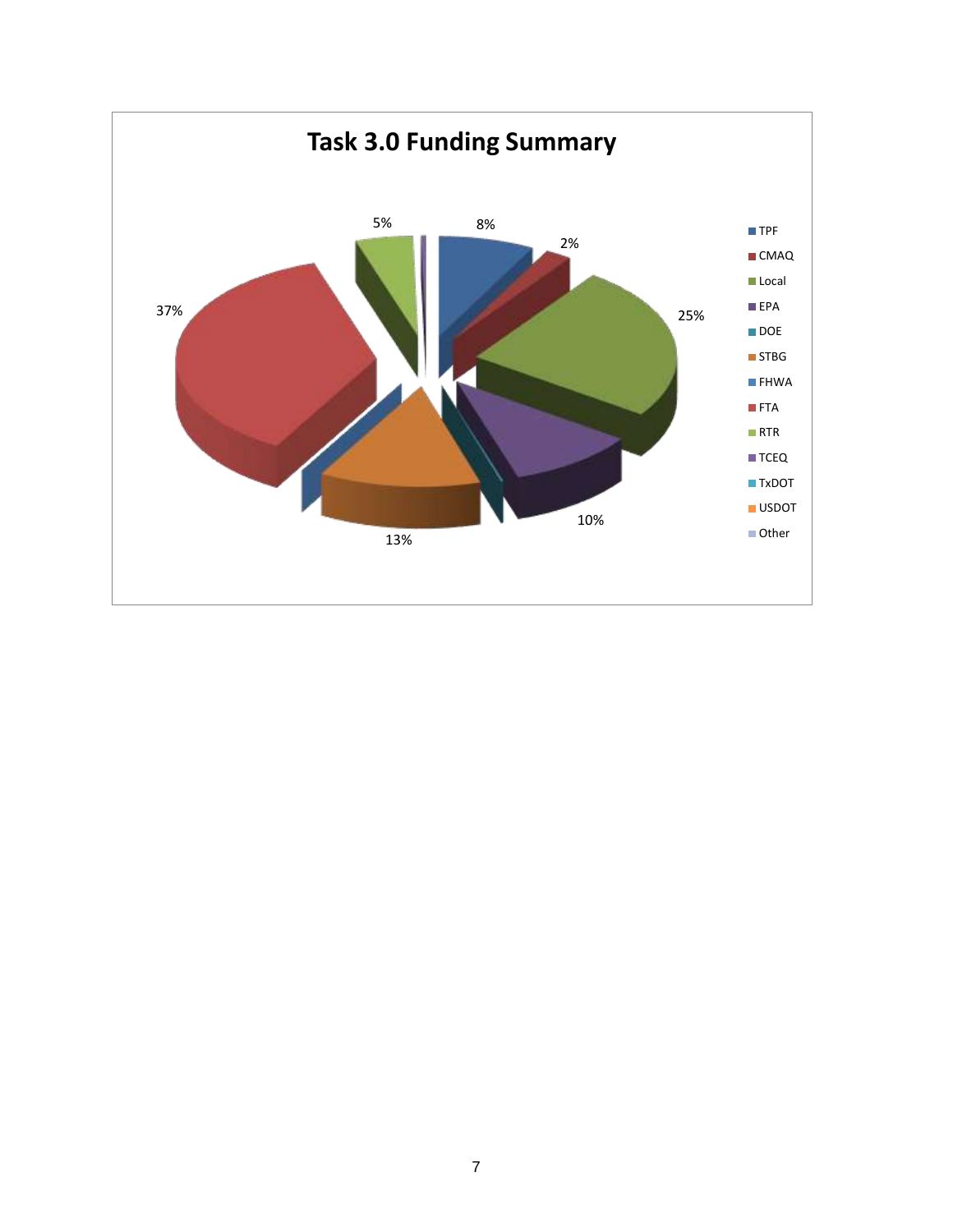## Task 3.0 Funding Summary

| Funding Source | Percentage |
| --- | --- |
| TPF | 8% |
| CMAQ | 2% |
| Local | 25% |
| EPA | 10% |
| DOE | |
| STBG | 13% |
| FHWA | |
| FTA | 37% |
| RTR | 5% |
| TCEQ | |
| TxDOT | |
| USDOT | |
| Other | |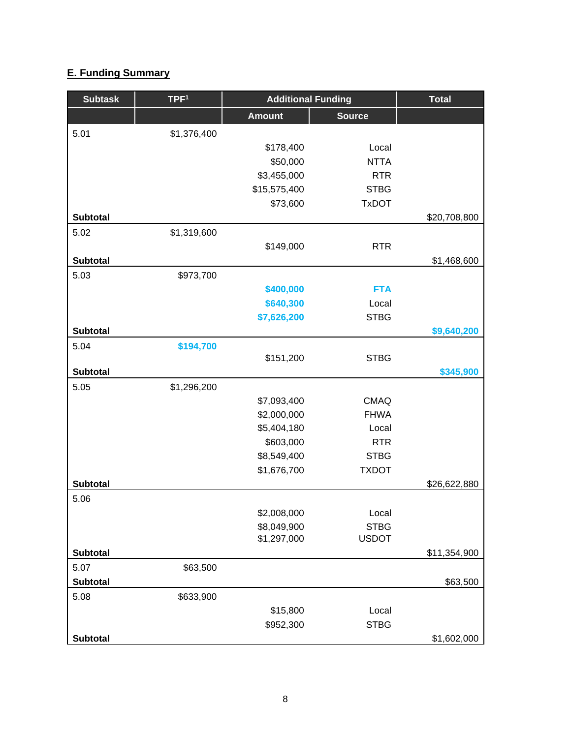## E. Funding Summary

| Subtask | TPF[1] | Additional Funding | | Total |
|---|---|---|---|---|
| | | Amount | Source | |
| 5.01 | $1,376,400 | | | |
| | | $178,400 | Local | |
| | | $50,000 | NTTA | |
| | | $3,455,000 | RTR | |
| | | $15,575,400 | STBG | |
| | | $73,600 | TxDOT | |
| **Subtotal** | | | | $20,708,800 |
| 5.02 | $1,319,600 | | | |
| | | $149,000 | RTR | |
| **Subtotal** | | | | $1,468,600 |
| 5.03 | $973,700 | | | |
| | | **$400,000** | **FTA** | |
| | | **$640,300** | Local | |
| | | **$7,626,200** | STBG | |
| **Subtotal** | | | | **$9,640,200** |
| 5.04 | **$194,700** | | | |
| | | $151,200 | STBG | |
| **Subtotal** | | | | **$345,900** |
| 5.05 | $1,296,200 | | | |
| | | $7,093,400 | CMAQ | |
| | | $2,000,000 | FHWA | |
| | | $5,404,180 | Local | |
| | | $603,000 | RTR | |
| | | $8,549,400 | STBG | |
| | | $1,676,700 | TXDOT | |
| **Subtotal** | | | | $26,622,880 |
| 5.06 | | | | |
| | | $2,008,000 | Local | |
| | | $8,049,900 | STBG | |
| | | $1,297,000 | USDOT | |
| **Subtotal** | | | | $11,354,900 |
| 5.07 | $63,500 | | | |
| **Subtotal** | | | | $63,500 |
| 5.08 | $633,900 | | | |
| | | $15,800 | Local | |
| | | $952,300 | STBG | |
| **Subtotal** | | | | $1,602,000 |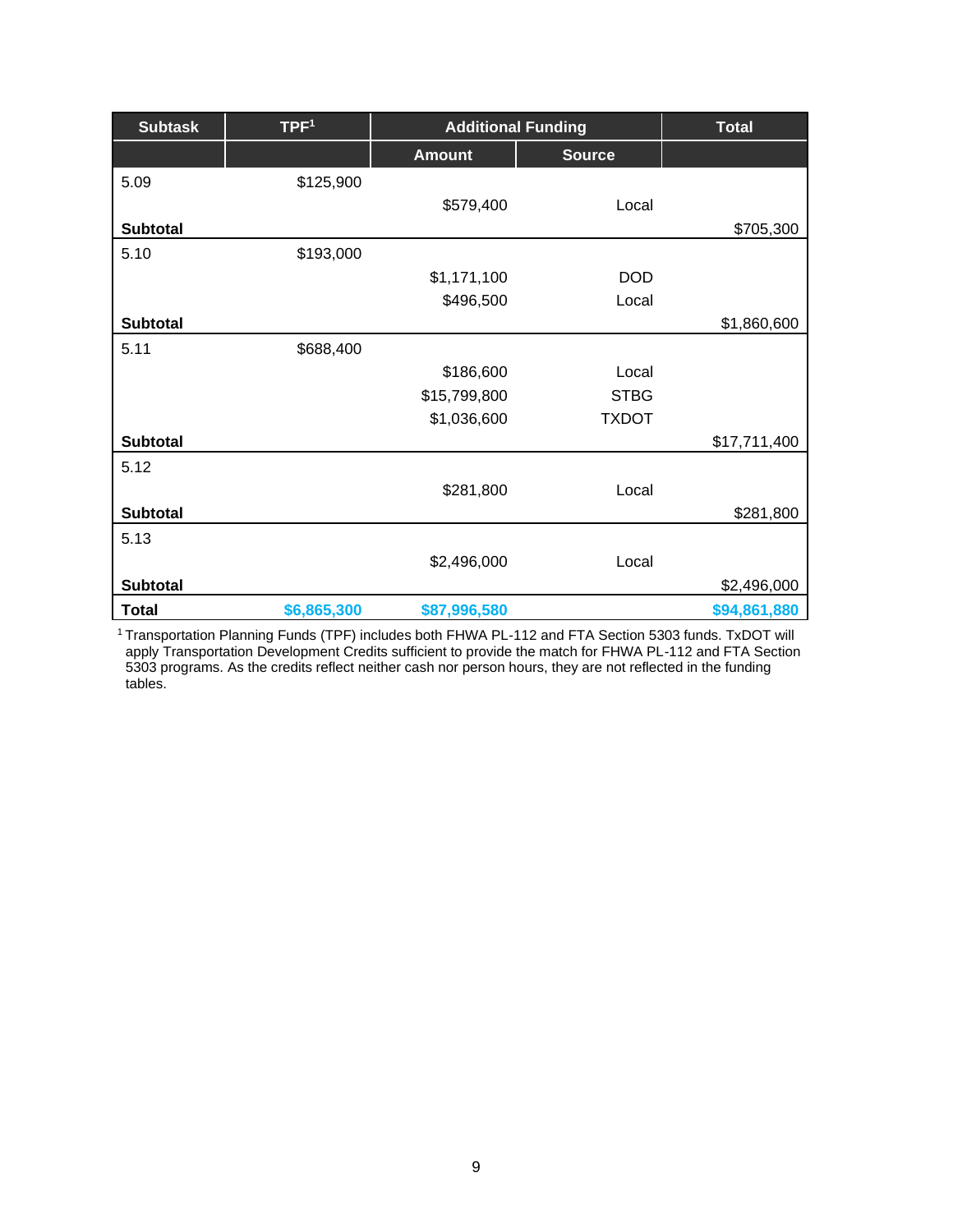| Subtask | TPF[1] | Additional Funding | | Total |
|---|---|---|---|---|
| | | Amount | Source | |
| 5.09 | $125,900 | | | |
| | | $579,400 | Local | |
| **Subtotal** | | | | $705,300 |
| 5.10 | $193,000 | | | |
| | | $1,171,100 | DOD | |
| | | $496,500 | Local | |
| **Subtotal** | | | | $1,860,600 |
| 5.11 | $688,400 | | | |
| | | $186,600 | Local | |
| | | $15,799,800 | STBG | |
| | | $1,036,600 | TXDOT | |
| **Subtotal** | | | | $17,711,400 |
| 5.12 | | | | |
| | | $281,800 | Local | |
| **Subtotal** | | | | $281,800 |
| 5.13 | | | | |
| | | $2,496,000 | Local | |
| **Subtotal** | | | | $2,496,000 |
| **Total** | **$6,865,300** | **$87,996,580** | | **$94,861,880** |

[1] Transportation Planning Funds (TPF) includes both FHWA PL-112 and FTA Section 5303 funds. TxDOT will apply Transportation Development Credits sufficient to provide the match for FHWA PL-112 and FTA Section 5303 programs. As the credits reflect neither cash nor person hours, they are not reflected in the funding tables.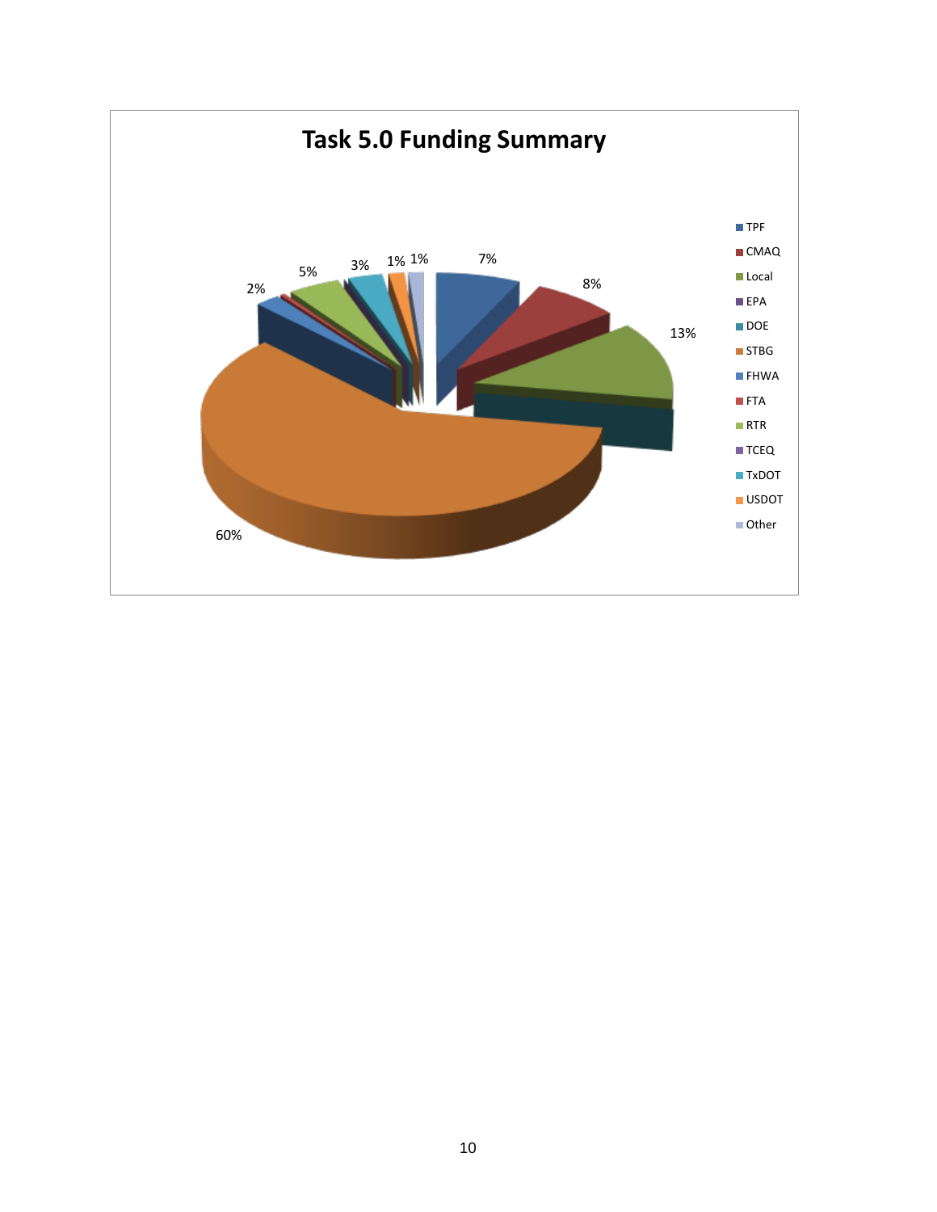# Task 5.0 Funding Summary

- TPF: 7%
- CMAQ: 8%
- Local: 13%
- EPA
- DOE
- STBG: 60%
- FHWA: 2%
- FTA
- RTR: 5%
- TCEQ
- TxDOT: 3%
- USDOT: 1%
- Other: 1%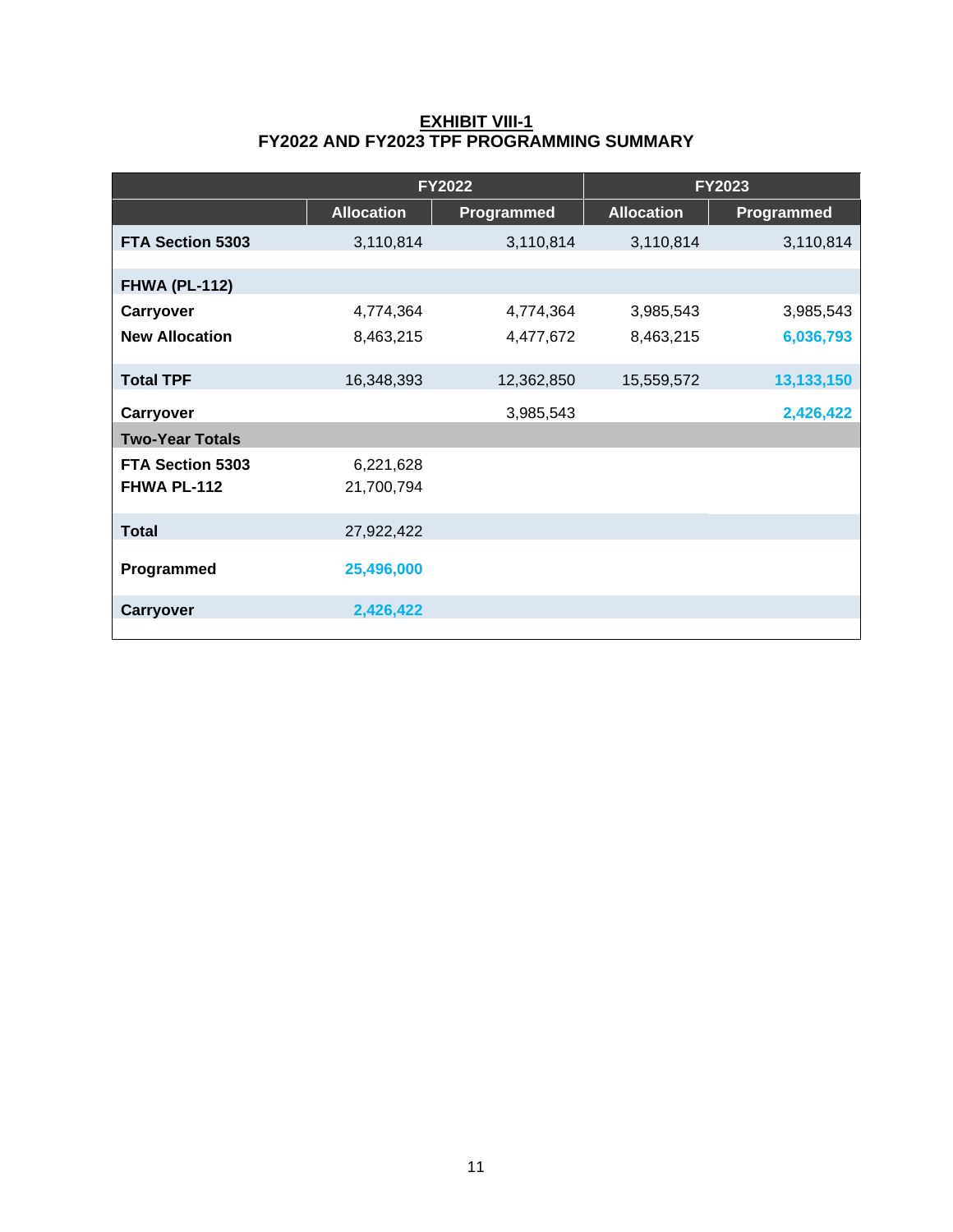**EXHIBIT VIII-1**
**FY2022 AND FY2023 TPF PROGRAMMING SUMMARY**

| | FY2022 | | FY2023 | |
|---|---|---|---|---|
| | **Allocation** | **Programmed** | **Allocation** | **Programmed** |
| **FTA Section 5303** | 3,110,814 | 3,110,814 | 3,110,814 | 3,110,814 |
| **FHWA (PL-112)** | | | | |
| **Carryover** | 4,774,364 | 4,774,364 | 3,985,543 | 3,985,543 |
| **New Allocation** | 8,463,215 | 4,477,672 | 8,463,215 | **6,036,793** |
| **Total TPF** | 16,348,393 | 12,362,850 | 15,559,572 | **13,133,150** |
| **Carryover** | | 3,985,543 | | **2,426,422** |
| **Two-Year Totals** | | | | |
| **FTA Section 5303** | 6,221,628 | | | |
| **FHWA PL-112** | 21,700,794 | | | |
| **Total** | 27,922,422 | | | |
| **Programmed** | **25,496,000** | | | |
| **Carryover** | **2,426,422** | | | |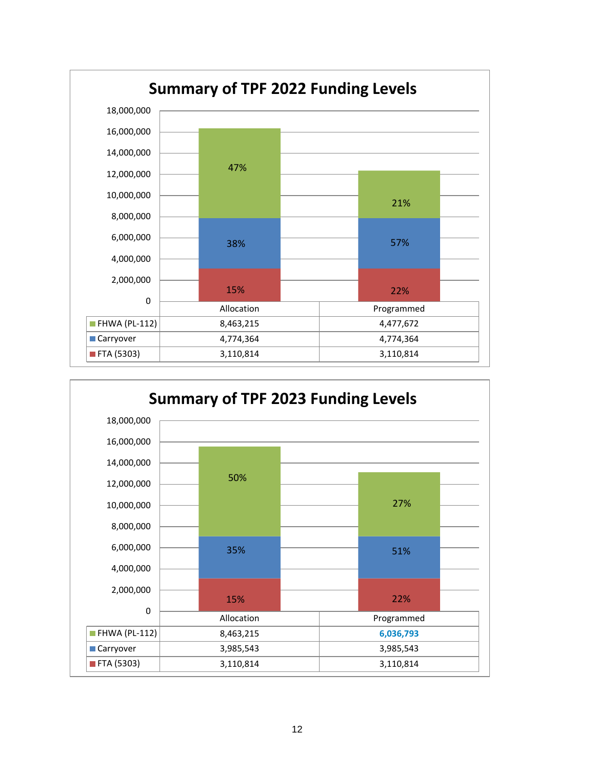## Summary of TPF 2022 Funding Levels

| | Allocation | Programmed |
|---|---|---|
| FHWA (PL-112) | 8,463,215 | 4,477,672 |
| Carryover | 4,774,364 | 4,774,364 |
| FTA (5303) | 3,110,814 | 3,110,814 |

Percentages shown in chart:
- Allocation: FHWA (PL-112) 47%, Carryover 38%, FTA (5303) 15%
- Programmed: FHWA (PL-112) 21%, Carryover 57%, FTA (5303) 22%

## Summary of TPF 2023 Funding Levels

| | Allocation | Programmed |
|---|---|---|
| FHWA (PL-112) | 8,463,215 | **6,036,793** |
| Carryover | 3,985,543 | 3,985,543 |
| FTA (5303) | 3,110,814 | 3,110,814 |

Percentages shown in chart:
- Allocation: FHWA (PL-112) 50%, Carryover 35%, FTA (5303) 15%
- Programmed: FHWA (PL-112) 27%, Carryover 51%, FTA (5303) 22%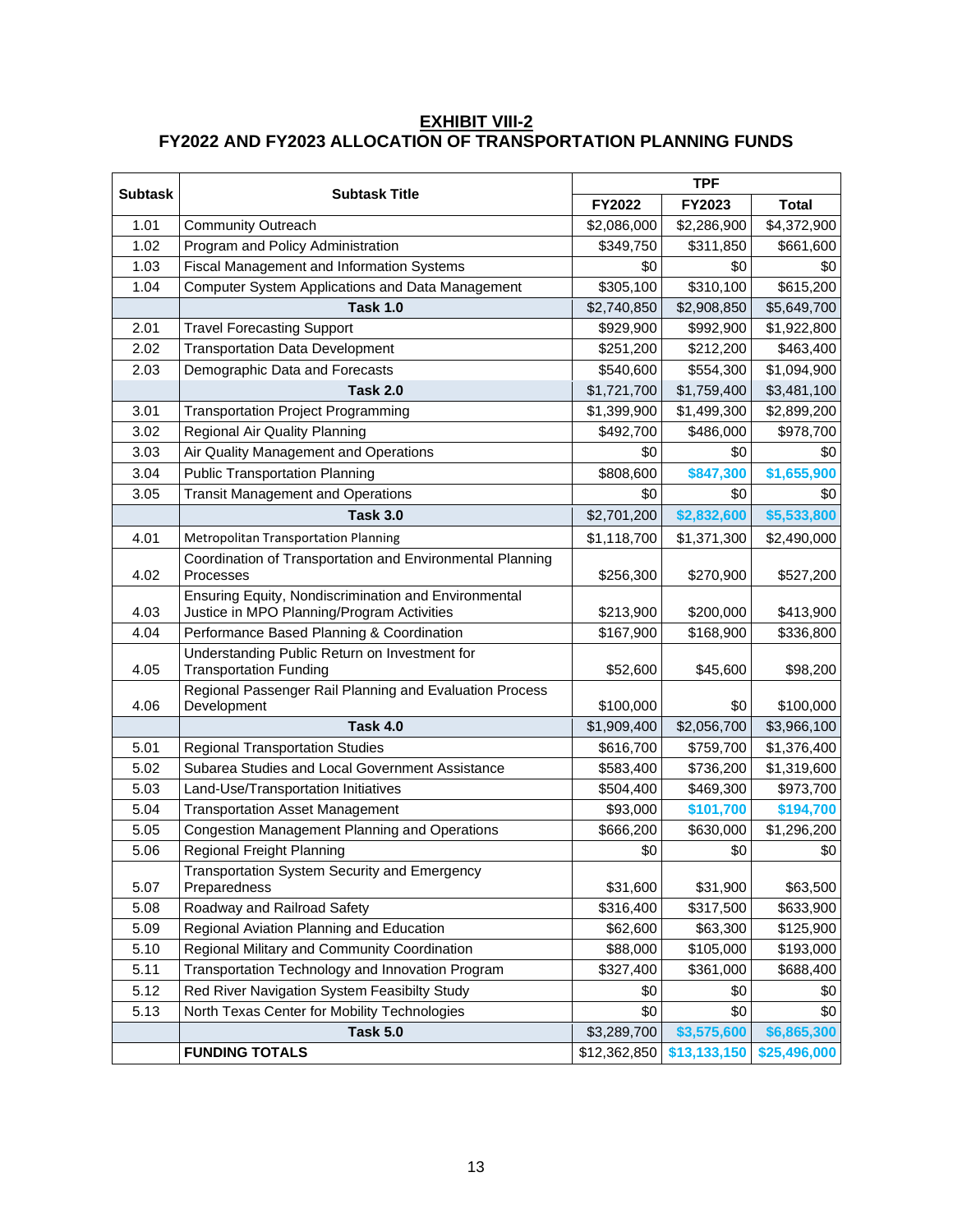**EXHIBIT VIII-2**

**FY2022 AND FY2023 ALLOCATION OF TRANSPORTATION PLANNING FUNDS**

| Subtask | Subtask Title | TPF | | |
|---|---|---|---|---|
| | | FY2022 | FY2023 | Total |
| 1.01 | Community Outreach | $2,086,000 | $2,286,900 | $4,372,900 |
| 1.02 | Program and Policy Administration | $349,750 | $311,850 | $661,600 |
| 1.03 | Fiscal Management and Information Systems | $0 | $0 | $0 |
| 1.04 | Computer System Applications and Data Management | $305,100 | $310,100 | $615,200 |
| | **Task 1.0** | $2,740,850 | $2,908,850 | $5,649,700 |
| 2.01 | Travel Forecasting Support | $929,900 | $992,900 | $1,922,800 |
| 2.02 | Transportation Data Development | $251,200 | $212,200 | $463,400 |
| 2.03 | Demographic Data and Forecasts | $540,600 | $554,300 | $1,094,900 |
| | **Task 2.0** | $1,721,700 | $1,759,400 | $3,481,100 |
| 3.01 | Transportation Project Programming | $1,399,900 | $1,499,300 | $2,899,200 |
| 3.02 | Regional Air Quality Planning | $492,700 | $486,000 | $978,700 |
| 3.03 | Air Quality Management and Operations | $0 | $0 | $0 |
| 3.04 | Public Transportation Planning | $808,600 | **$847,300** | **$1,655,900** |
| 3.05 | Transit Management and Operations | $0 | $0 | $0 |
| | **Task 3.0** | $2,701,200 | **$2,832,600** | **$5,533,800** |
| 4.01 | Metropolitan Transportation Planning | $1,118,700 | $1,371,300 | $2,490,000 |
| 4.02 | Coordination of Transportation and Environmental Planning Processes | $256,300 | $270,900 | $527,200 |
| 4.03 | Ensuring Equity, Nondiscrimination and Environmental Justice in MPO Planning/Program Activities | $213,900 | $200,000 | $413,900 |
| 4.04 | Performance Based Planning & Coordination | $167,900 | $168,900 | $336,800 |
| 4.05 | Understanding Public Return on Investment for Transportation Funding | $52,600 | $45,600 | $98,200 |
| 4.06 | Regional Passenger Rail Planning and Evaluation Process Development | $100,000 | $0 | $100,000 |
| | **Task 4.0** | $1,909,400 | $2,056,700 | $3,966,100 |
| 5.01 | Regional Transportation Studies | $616,700 | $759,700 | $1,376,400 |
| 5.02 | Subarea Studies and Local Government Assistance | $583,400 | $736,200 | $1,319,600 |
| 5.03 | Land-Use/Transportation Initiatives | $504,400 | $469,300 | $973,700 |
| 5.04 | Transportation Asset Management | $93,000 | **$101,700** | **$194,700** |
| 5.05 | Congestion Management Planning and Operations | $666,200 | $630,000 | $1,296,200 |
| 5.06 | Regional Freight Planning | $0 | $0 | $0 |
| 5.07 | Transportation System Security and Emergency Preparedness | $31,600 | $31,900 | $63,500 |
| 5.08 | Roadway and Railroad Safety | $316,400 | $317,500 | $633,900 |
| 5.09 | Regional Aviation Planning and Education | $62,600 | $63,300 | $125,900 |
| 5.10 | Regional Military and Community Coordination | $88,000 | $105,000 | $193,000 |
| 5.11 | Transportation Technology and Innovation Program | $327,400 | $361,000 | $688,400 |
| 5.12 | Red River Navigation System Feasibilty Study | $0 | $0 | $0 |
| 5.13 | North Texas Center for Mobility Technologies | $0 | $0 | $0 |
| | **Task 5.0** | $3,289,700 | **$3,575,600** | **$6,865,300** |
| | **FUNDING TOTALS** | $12,362,850 | **$13,133,150** | **$25,496,000** |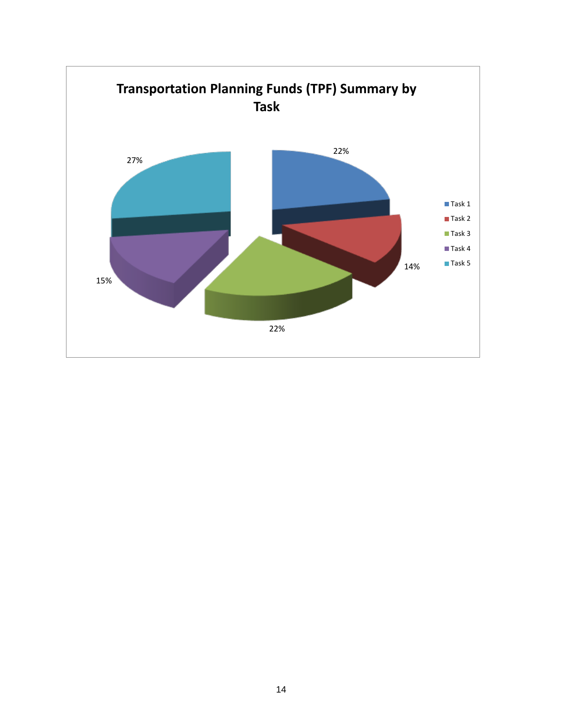## Transportation Planning Funds (TPF) Summary by Task

| Task | Percentage |
|---|---|
| Task 1 | 22% |
| Task 2 | 14% |
| Task 3 | 22% |
| Task 4 | 15% |
| Task 5 | 27% |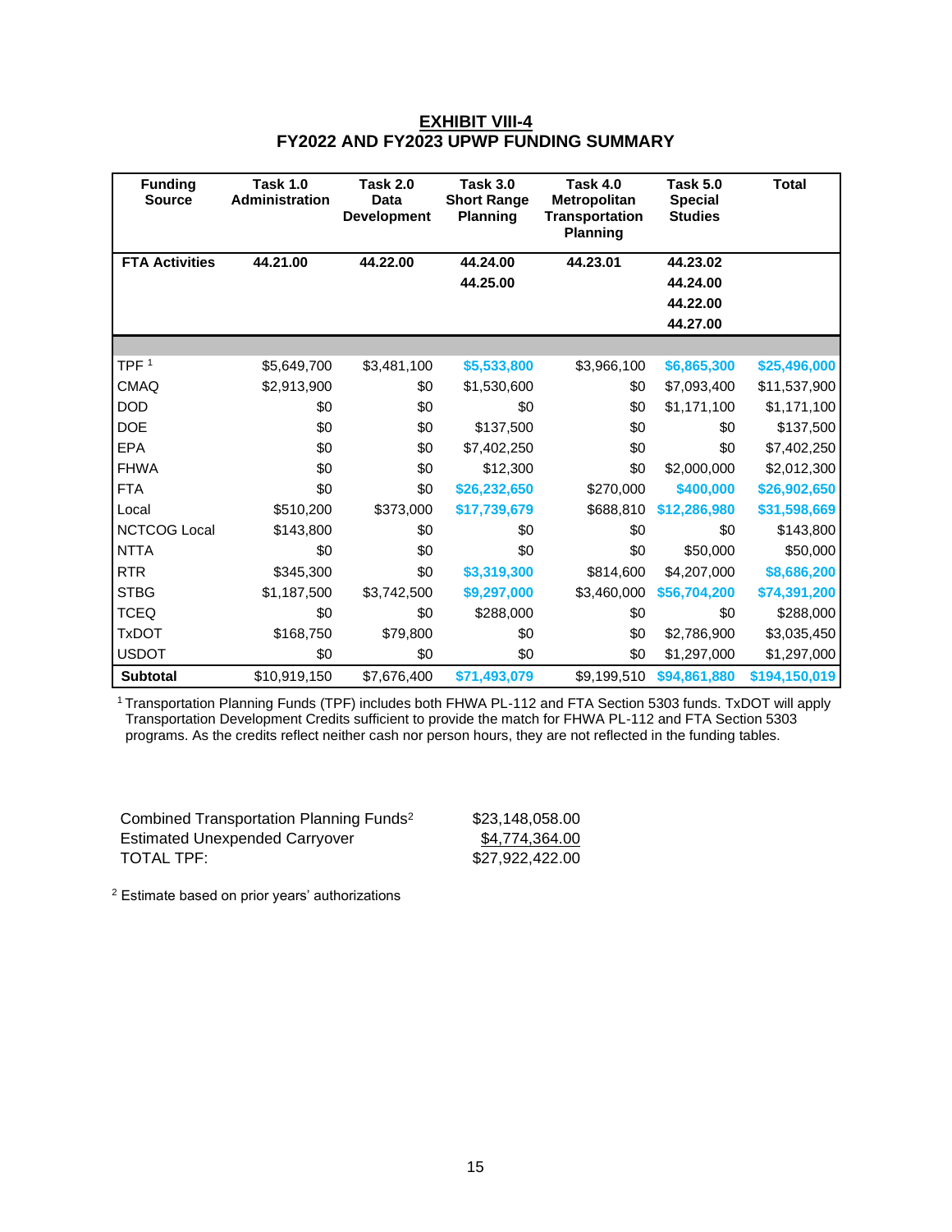**EXHIBIT VIII-4**

**FY2022 AND FY2023 UPWP FUNDING SUMMARY**

| Funding Source | Task 1.0 Administration | Task 2.0 Data Development | Task 3.0 Short Range Planning | Task 4.0 Metropolitan Transportation Planning | Task 5.0 Special Studies | Total |
|---|---|---|---|---|---|---|
| **FTA Activities** | **44.21.00** | **44.22.00** | **44.24.00**<br>**44.25.00** | **44.23.01** | **44.23.02**<br>**44.24.00**<br>**44.22.00**<br>**44.27.00** | |
| TPF [1] | $5,649,700 | $3,481,100 | $5,533,800 | $3,966,100 | $6,865,300 | $25,496,000 |
| CMAQ | $2,913,900 | $0 | $1,530,600 | $0 | $7,093,400 | $11,537,900 |
| DOD | $0 | $0 | $0 | $0 | $1,171,100 | $1,171,100 |
| DOE | $0 | $0 | $137,500 | $0 | $0 | $137,500 |
| EPA | $0 | $0 | $7,402,250 | $0 | $0 | $7,402,250 |
| FHWA | $0 | $0 | $12,300 | $0 | $2,000,000 | $2,012,300 |
| FTA | $0 | $0 | $26,232,650 | $270,000 | $400,000 | $26,902,650 |
| Local | $510,200 | $373,000 | $17,739,679 | $688,810 | $12,286,980 | $31,598,669 |
| NCTCOG Local | $143,800 | $0 | $0 | $0 | $0 | $143,800 |
| NTTA | $0 | $0 | $0 | $0 | $50,000 | $50,000 |
| RTR | $345,300 | $0 | $3,319,300 | $814,600 | $4,207,000 | $8,686,200 |
| STBG | $1,187,500 | $3,742,500 | $9,297,000 | $3,460,000 | $56,704,200 | $74,391,200 |
| TCEQ | $0 | $0 | $288,000 | $0 | $0 | $288,000 |
| TxDOT | $168,750 | $79,800 | $0 | $0 | $2,786,900 | $3,035,450 |
| USDOT | $0 | $0 | $0 | $0 | $1,297,000 | $1,297,000 |
| **Subtotal** | $10,919,150 | $7,676,400 | $71,493,079 | $9,199,510 | $94,861,880 | $194,150,019 |

[1] Transportation Planning Funds (TPF) includes both FHWA PL-112 and FTA Section 5303 funds. TxDOT will apply Transportation Development Credits sufficient to provide the match for FHWA PL-112 and FTA Section 5303 programs. As the credits reflect neither cash nor person hours, they are not reflected in the funding tables.

| | |
|---|---|
| Combined Transportation Planning Funds[2] | $23,148,058.00 |
| Estimated Unexpended Carryover | $4,774,364.00 |
| TOTAL TPF: | $27,922,422.00 |

[2] Estimate based on prior years' authorizations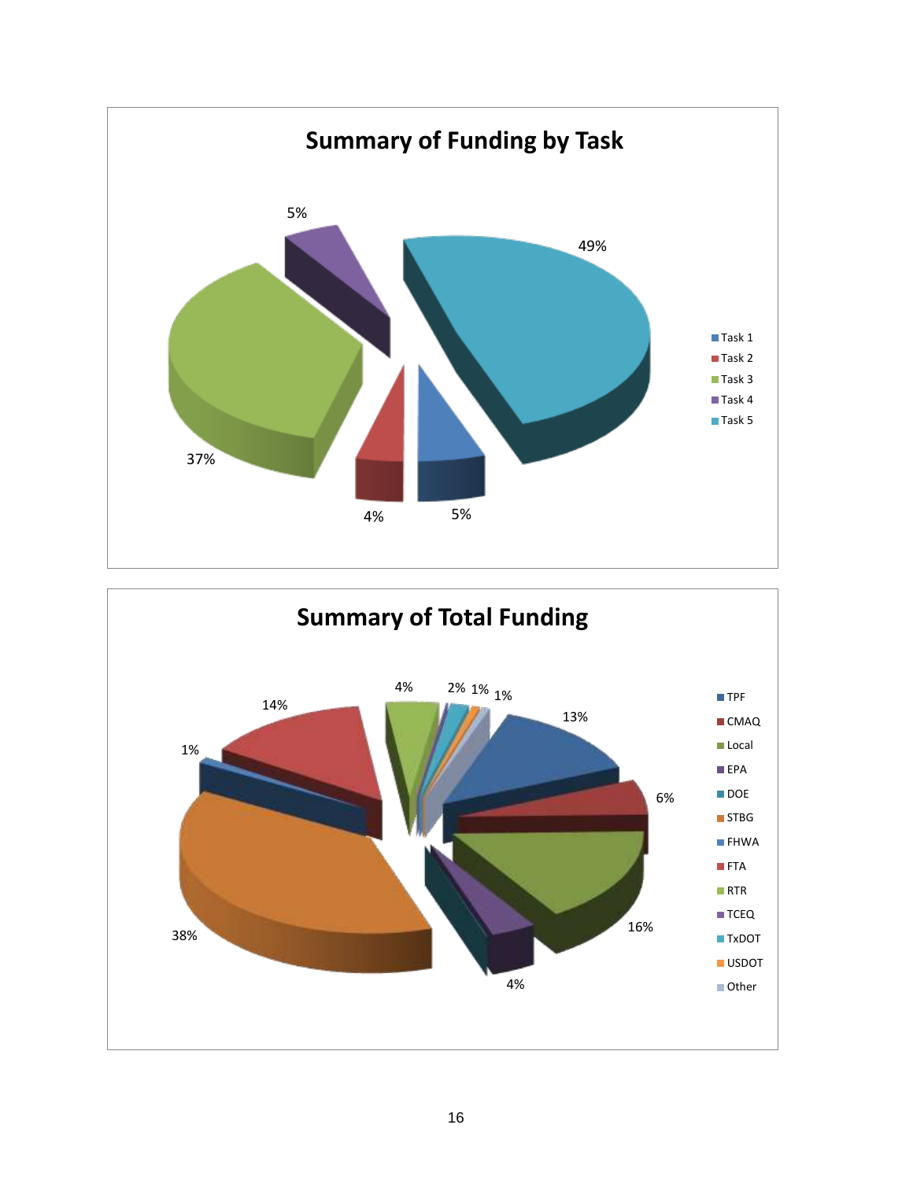## Summary of Funding by Task

5%

49%

37%

4%

5%

Task 1
Task 2
Task 3
Task 4
Task 5

## Summary of Total Funding

4%

2% 1% 1%

14%

13%

1%

6%

38%

16%

4%

TPF
CMAQ
Local
EPA
DOE
STBG
FHWA
FTA
RTR
TCEQ
TxDOT
USDOT
Other